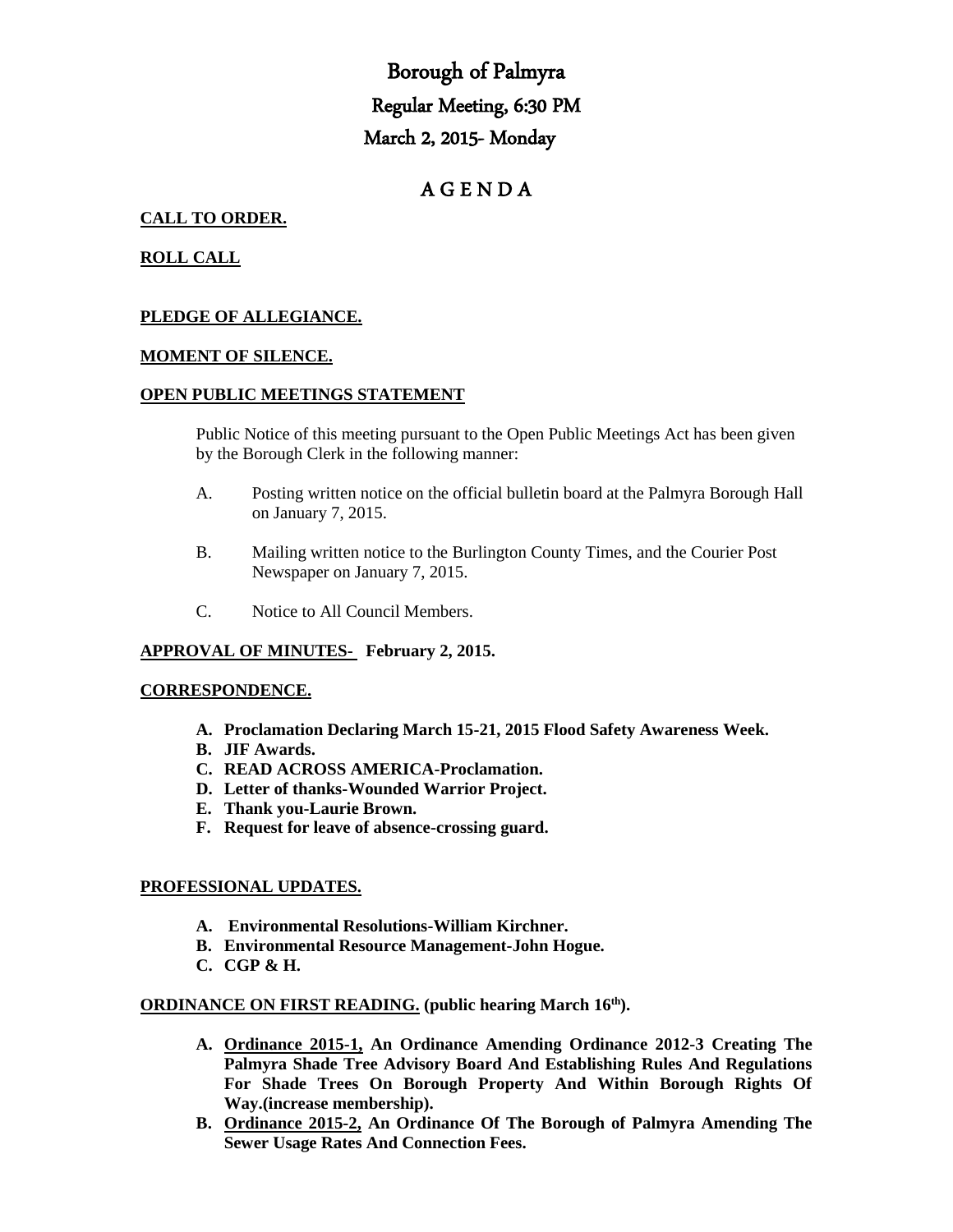# Borough of Palmyra

## Regular Meeting, 6:30 PM

## March 2, 2015- Monday

# A G E N D A

**CALL TO ORDER.**

**ROLL CALL**

**PLEDGE OF ALLEGIANCE.**

**MOMENT OF SILENCE.**

**OPEN PUBLIC MEETINGS STATEMENT**

Public Notice of this meeting pursuant to the Open Public Meetings Act has been given by the Borough Clerk in the following manner:

A. Posting written notice on the official bulletin board at the Palmyra Borough Hall on January 7, 2015.

B. Mailing written notice to the Burlington County Times, and the Courier Post Newspaper on January 7, 2015.

C. Notice to All Council Members.

**APPROVAL OF MINUTES- February 2, 2015.**

**CORRESPONDENCE.**

- **A. Proclamation Declaring March 15-21, 2015 Flood Safety Awareness Week.**
- **B. JIF Awards.**
- **C. READ ACROSS AMERICA-Proclamation.**
- **D. Letter of thanks-Wounded Warrior Project.**
- **E. Thank you-Laurie Brown.**
- **F. Request for leave of absence-crossing guard.**

**PROFESSIONAL UPDATES.**

- **A. Environmental Resolutions-William Kirchner.**
- **B. Environmental Resource Management-John Hogue.**
- **C. CGP & H.**

**ORDINANCE ON FIRST READING. (public hearing March 16th).**

- **A. Ordinance 2015-1, An Ordinance Amending Ordinance 2012-3 Creating The Palmyra Shade Tree Advisory Board And Establishing Rules And Regulations For Shade Trees On Borough Property And Within Borough Rights Of Way.(increase membership).**
- **B. Ordinance 2015-2, An Ordinance Of The Borough of Palmyra Amending The Sewer Usage Rates And Connection Fees.**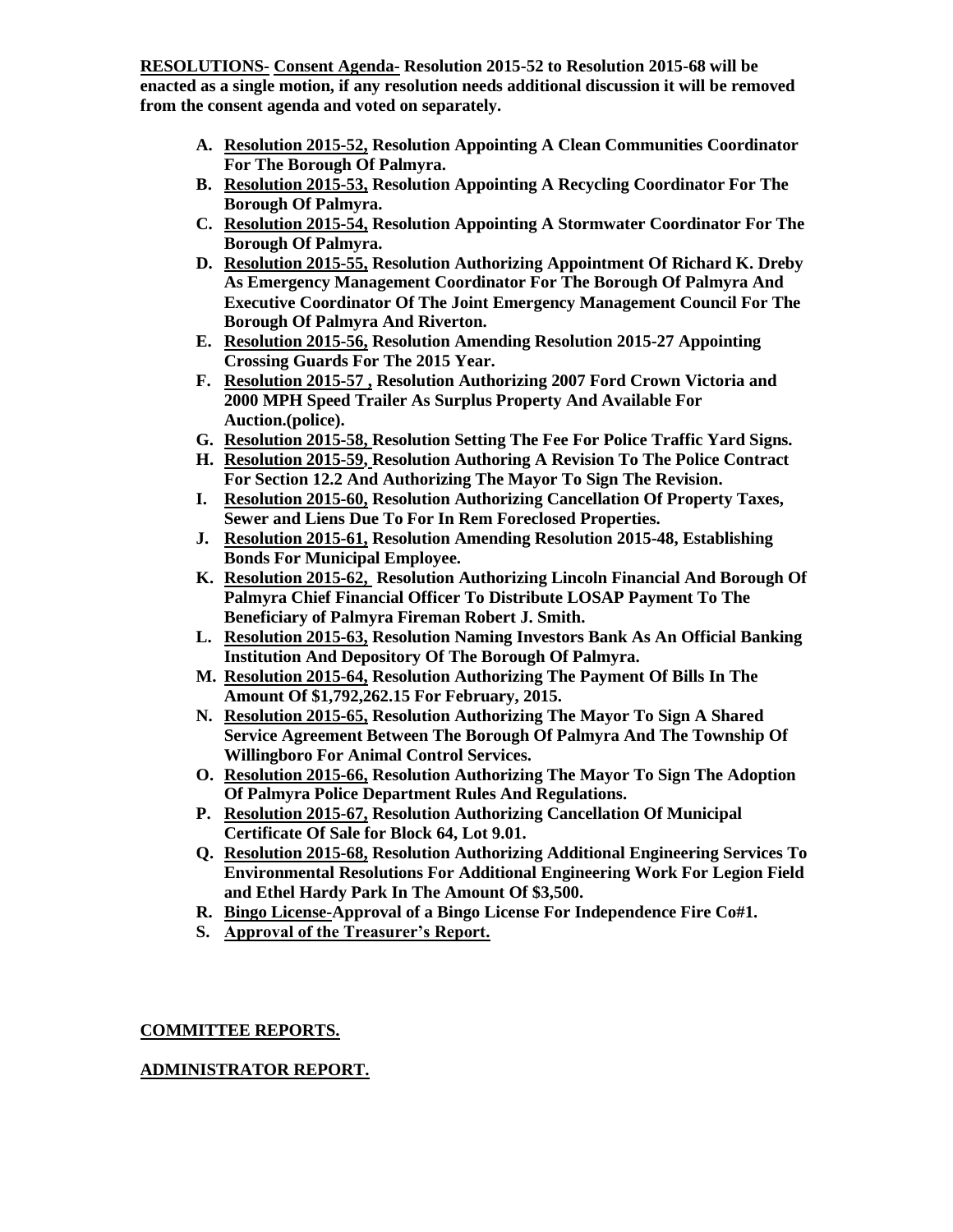**RESOLUTIONS- Consent Agenda- Resolution 2015-52 to Resolution 2015-68 will be enacted as a single motion, if any resolution needs additional discussion it will be removed from the consent agenda and voted on separately.**

A. **Resolution 2015-52, Resolution Appointing A Clean Communities Coordinator For The Borough Of Palmyra.**
B. **Resolution 2015-53, Resolution Appointing A Recycling Coordinator For The Borough Of Palmyra.**
C. **Resolution 2015-54, Resolution Appointing A Stormwater Coordinator For The Borough Of Palmyra.**
D. **Resolution 2015-55, Resolution Authorizing Appointment Of Richard K. Dreby As Emergency Management Coordinator For The Borough Of Palmyra And Executive Coordinator Of The Joint Emergency Management Council For The Borough Of Palmyra And Riverton.**
E. **Resolution 2015-56, Resolution Amending Resolution 2015-27 Appointing Crossing Guards For The 2015 Year.**
F. **Resolution 2015-57 , Resolution Authorizing 2007 Ford Crown Victoria and 2000 MPH Speed Trailer As Surplus Property And Available For Auction.(police).**
G. **Resolution 2015-58, Resolution Setting The Fee For Police Traffic Yard Signs.**
H. **Resolution 2015-59, Resolution Authoring A Revision To The Police Contract For Section 12.2 And Authorizing The Mayor To Sign The Revision.**
I. **Resolution 2015-60, Resolution Authorizing Cancellation Of Property Taxes, Sewer and Liens Due To For In Rem Foreclosed Properties.**
J. **Resolution 2015-61, Resolution Amending Resolution 2015-48, Establishing Bonds For Municipal Employee.**
K. **Resolution 2015-62, Resolution Authorizing Lincoln Financial And Borough Of Palmyra Chief Financial Officer To Distribute LOSAP Payment To The Beneficiary of Palmyra Fireman Robert J. Smith.**
L. **Resolution 2015-63, Resolution Naming Investors Bank As An Official Banking Institution And Depository Of The Borough Of Palmyra.**
M. **Resolution 2015-64, Resolution Authorizing The Payment Of Bills In The Amount Of $1,792,262.15 For February, 2015.**
N. **Resolution 2015-65, Resolution Authorizing The Mayor To Sign A Shared Service Agreement Between The Borough Of Palmyra And The Township Of Willingboro For Animal Control Services.**
O. **Resolution 2015-66, Resolution Authorizing The Mayor To Sign The Adoption Of Palmyra Police Department Rules And Regulations.**
P. **Resolution 2015-67, Resolution Authorizing Cancellation Of Municipal Certificate Of Sale for Block 64, Lot 9.01.**
Q. **Resolution 2015-68, Resolution Authorizing Additional Engineering Services To Environmental Resolutions For Additional Engineering Work For Legion Field and Ethel Hardy Park In The Amount Of $3,500.**
R. **Bingo License-Approval of a Bingo License For Independence Fire Co#1.**
S. **Approval of the Treasurer's Report.**

**COMMITTEE REPORTS.**

**ADMINISTRATOR REPORT.**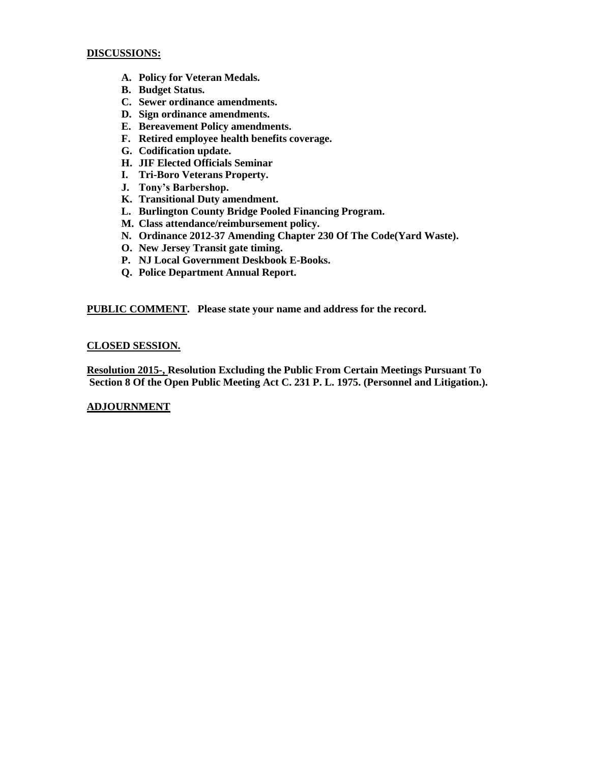**DISCUSSIONS:**

- **A. Policy for Veteran Medals.**
- **B. Budget Status.**
- **C. Sewer ordinance amendments.**
- **D. Sign ordinance amendments.**
- **E. Bereavement Policy amendments.**
- **F. Retired employee health benefits coverage.**
- **G. Codification update.**
- **H. JIF Elected Officials Seminar**
- **I. Tri-Boro Veterans Property.**
- **J. Tony's Barbershop.**
- **K. Transitional Duty amendment.**
- **L. Burlington County Bridge Pooled Financing Program.**
- **M. Class attendance/reimbursement policy.**
- **N. Ordinance 2012-37 Amending Chapter 230 Of The Code(Yard Waste).**
- **O. New Jersey Transit gate timing.**
- **P. NJ Local Government Deskbook E-Books.**
- **Q. Police Department Annual Report.**

**PUBLIC COMMENT. Please state your name and address for the record.**

**CLOSED SESSION.**

**Resolution 2015-, Resolution Excluding the Public From Certain Meetings Pursuant To Section 8 Of the Open Public Meeting Act C. 231 P. L. 1975. (Personnel and Litigation.).**

**ADJOURNMENT**